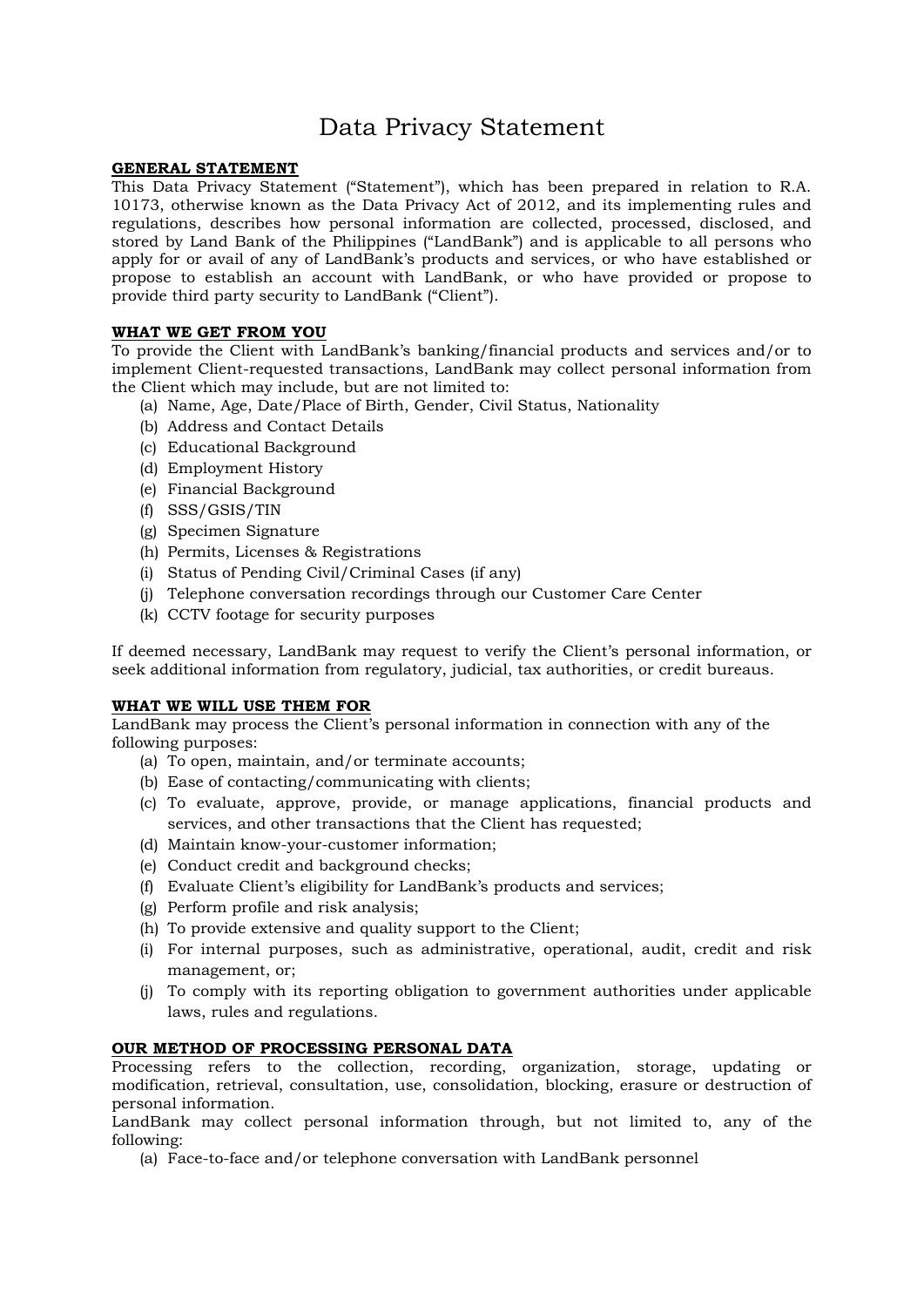# Data Privacy Statement

**GENERAL STATEMENT**

This Data Privacy Statement ("Statement"), which has been prepared in relation to R.A. 10173, otherwise known as the Data Privacy Act of 2012, and its implementing rules and regulations, describes how personal information are collected, processed, disclosed, and stored by Land Bank of the Philippines ("LandBank") and is applicable to all persons who apply for or avail of any of LandBank's products and services, or who have established or propose to establish an account with LandBank, or who have provided or propose to provide third party security to LandBank ("Client").

**WHAT WE GET FROM YOU**

To provide the Client with LandBank's banking/financial products and services and/or to implement Client-requested transactions, LandBank may collect personal information from the Client which may include, but are not limited to:

(a) Name, Age, Date/Place of Birth, Gender, Civil Status, Nationality
(b) Address and Contact Details
(c) Educational Background
(d) Employment History
(e) Financial Background
(f) SSS/GSIS/TIN
(g) Specimen Signature
(h) Permits, Licenses & Registrations
(i) Status of Pending Civil/Criminal Cases (if any)
(j) Telephone conversation recordings through our Customer Care Center
(k) CCTV footage for security purposes

If deemed necessary, LandBank may request to verify the Client's personal information, or seek additional information from regulatory, judicial, tax authorities, or credit bureaus.

**WHAT WE WILL USE THEM FOR**

LandBank may process the Client's personal information in connection with any of the following purposes:

(a) To open, maintain, and/or terminate accounts;
(b) Ease of contacting/communicating with clients;
(c) To evaluate, approve, provide, or manage applications, financial products and services, and other transactions that the Client has requested;
(d) Maintain know-your-customer information;
(e) Conduct credit and background checks;
(f) Evaluate Client's eligibility for LandBank's products and services;
(g) Perform profile and risk analysis;
(h) To provide extensive and quality support to the Client;
(i) For internal purposes, such as administrative, operational, audit, credit and risk management, or;
(j) To comply with its reporting obligation to government authorities under applicable laws, rules and regulations.

**OUR METHOD OF PROCESSING PERSONAL DATA**

Processing refers to the collection, recording, organization, storage, updating or modification, retrieval, consultation, use, consolidation, blocking, erasure or destruction of personal information.

LandBank may collect personal information through, but not limited to, any of the following:

(a) Face-to-face and/or telephone conversation with LandBank personnel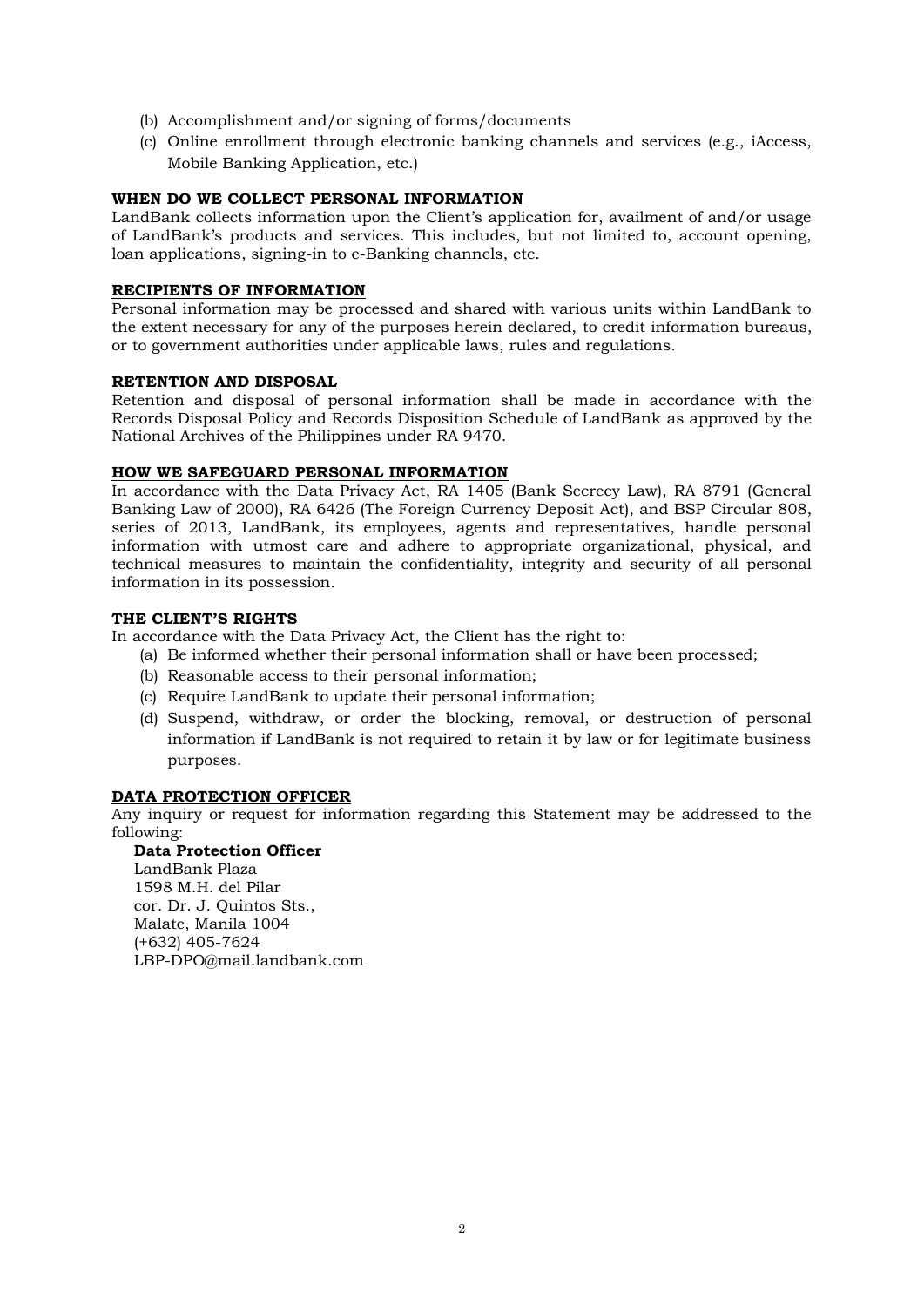(b) Accomplishment and/or signing of forms/documents

(c) Online enrollment through electronic banking channels and services (e.g., iAccess, Mobile Banking Application, etc.)

**WHEN DO WE COLLECT PERSONAL INFORMATION**

LandBank collects information upon the Client's application for, availment of and/or usage of LandBank's products and services. This includes, but not limited to, account opening, loan applications, signing-in to e-Banking channels, etc.

**RECIPIENTS OF INFORMATION**

Personal information may be processed and shared with various units within LandBank to the extent necessary for any of the purposes herein declared, to credit information bureaus, or to government authorities under applicable laws, rules and regulations.

**RETENTION AND DISPOSAL**

Retention and disposal of personal information shall be made in accordance with the Records Disposal Policy and Records Disposition Schedule of LandBank as approved by the National Archives of the Philippines under RA 9470.

**HOW WE SAFEGUARD PERSONAL INFORMATION**

In accordance with the Data Privacy Act, RA 1405 (Bank Secrecy Law), RA 8791 (General Banking Law of 2000), RA 6426 (The Foreign Currency Deposit Act), and BSP Circular 808, series of 2013, LandBank, its employees, agents and representatives, handle personal information with utmost care and adhere to appropriate organizational, physical, and technical measures to maintain the confidentiality, integrity and security of all personal information in its possession.

**THE CLIENT'S RIGHTS**

In accordance with the Data Privacy Act, the Client has the right to:

(a) Be informed whether their personal information shall or have been processed;

(b) Reasonable access to their personal information;

(c) Require LandBank to update their personal information;

(d) Suspend, withdraw, or order the blocking, removal, or destruction of personal information if LandBank is not required to retain it by law or for legitimate business purposes.

**DATA PROTECTION OFFICER**

Any inquiry or request for information regarding this Statement may be addressed to the following:

**Data Protection Officer**
LandBank Plaza
1598 M.H. del Pilar
cor. Dr. J. Quintos Sts.,
Malate, Manila 1004
(+632) 405-7624
LBP-DPO@mail.landbank.com